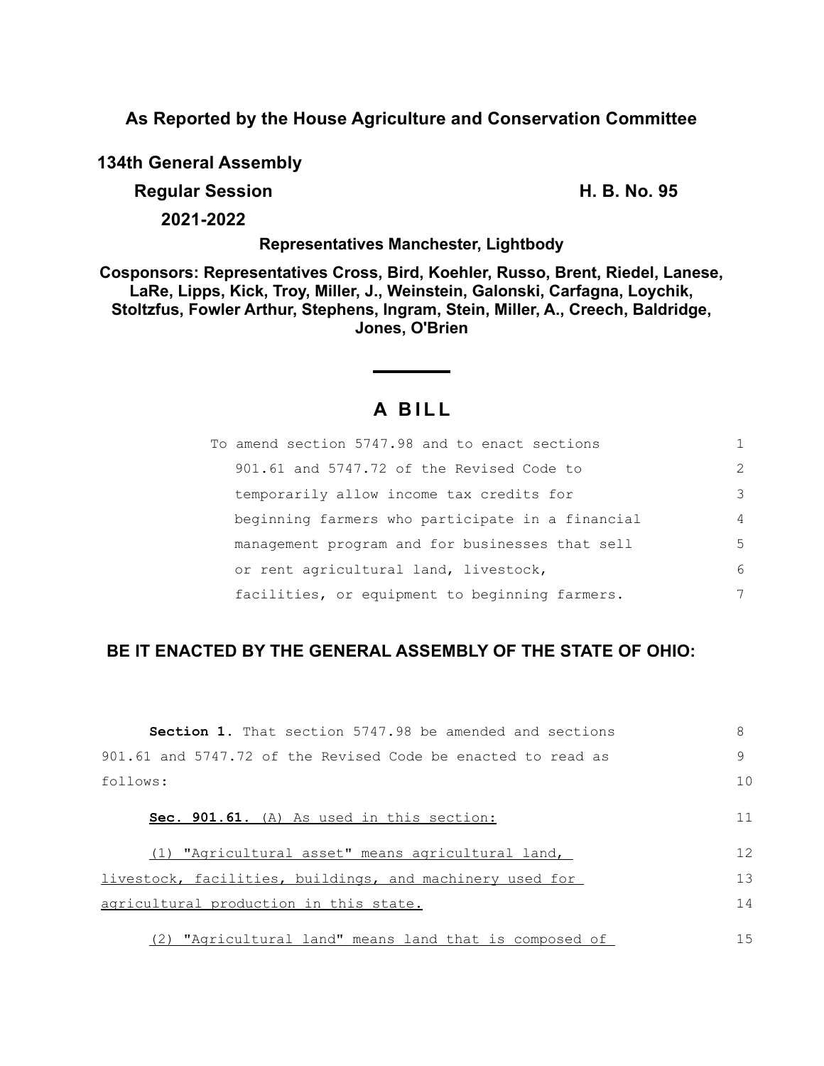**As Reported by the House Agriculture and Conservation Committee**

**134th General Assembly**

**Regular Session** **H. B. No. 95**

**2021-2022**

**Representatives Manchester, Lightbody**

**Cosponsors: Representatives Cross, Bird, Koehler, Russo, Brent, Riedel, Lanese, LaRe, Lipps, Kick, Troy, Miller, J., Weinstein, Galonski, Carfagna, Loychik, Stoltzfus, Fowler Arthur, Stephens, Ingram, Stein, Miller, A., Creech, Baldridge, Jones, O'Brien**

# A BILL

To amend section 5747.98 and to enact sections 901.61 and 5747.72 of the Revised Code to temporarily allow income tax credits for beginning farmers who participate in a financial management program and for businesses that sell or rent agricultural land, livestock, facilities, or equipment to beginning farmers.

**BE IT ENACTED BY THE GENERAL ASSEMBLY OF THE STATE OF OHIO:**

**Section 1.** That section 5747.98 be amended and sections 901.61 and 5747.72 of the Revised Code be enacted to read as follows:

**Sec. 901.61.** (A) As used in this section:

(1) "Agricultural asset" means agricultural land, livestock, facilities, buildings, and machinery used for agricultural production in this state.

(2) "Agricultural land" means land that is composed of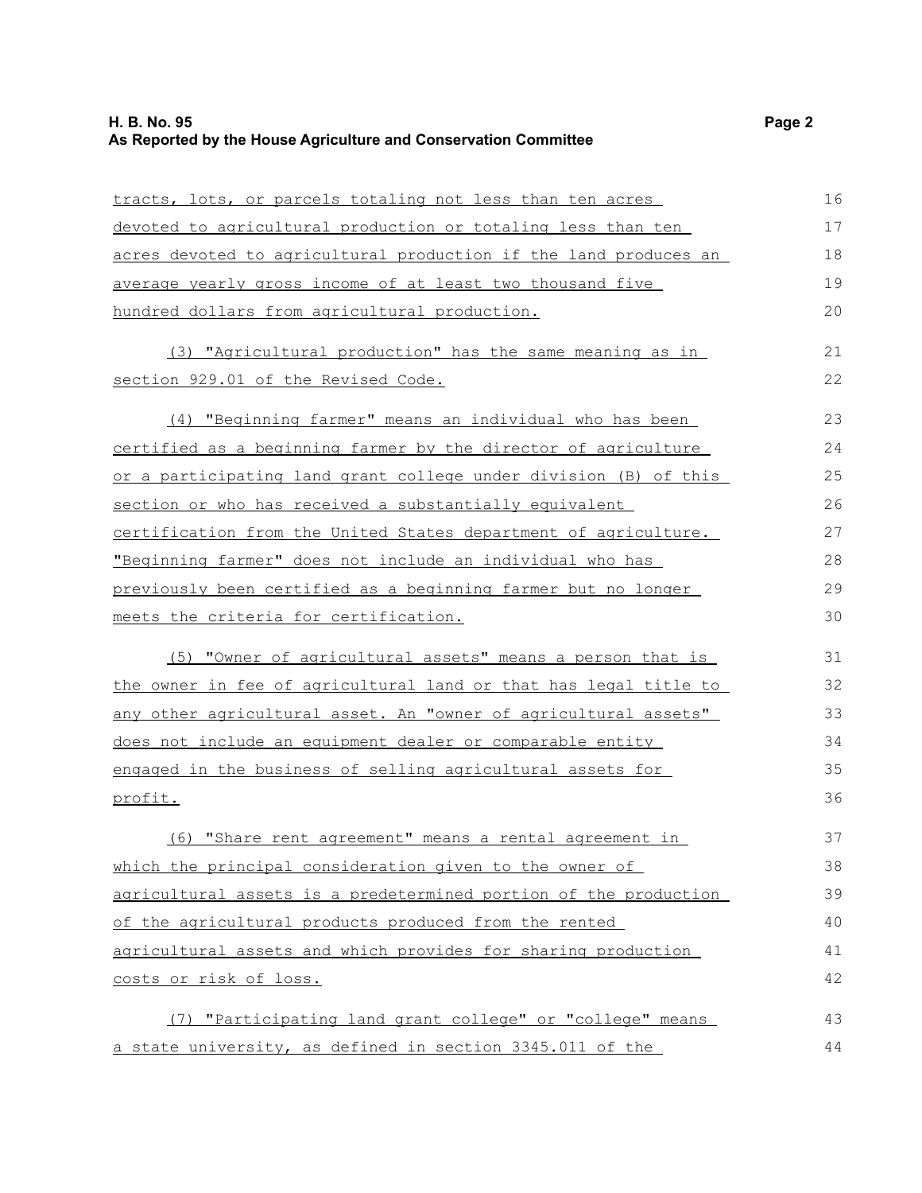tracts, lots, or parcels totaling not less than ten acres devoted to agricultural production or totaling less than ten acres devoted to agricultural production if the land produces an average yearly gross income of at least two thousand five hundred dollars from agricultural production.

(3) "Agricultural production" has the same meaning as in section 929.01 of the Revised Code.

(4) "Beginning farmer" means an individual who has been certified as a beginning farmer by the director of agriculture or a participating land grant college under division (B) of this section or who has received a substantially equivalent certification from the United States department of agriculture. "Beginning farmer" does not include an individual who has previously been certified as a beginning farmer but no longer meets the criteria for certification.

(5) "Owner of agricultural assets" means a person that is the owner in fee of agricultural land or that has legal title to any other agricultural asset. An "owner of agricultural assets" does not include an equipment dealer or comparable entity engaged in the business of selling agricultural assets for profit.

(6) "Share rent agreement" means a rental agreement in which the principal consideration given to the owner of agricultural assets is a predetermined portion of the production of the agricultural products produced from the rented agricultural assets and which provides for sharing production costs or risk of loss.

(7) "Participating land grant college" or "college" means a state university, as defined in section 3345.011 of the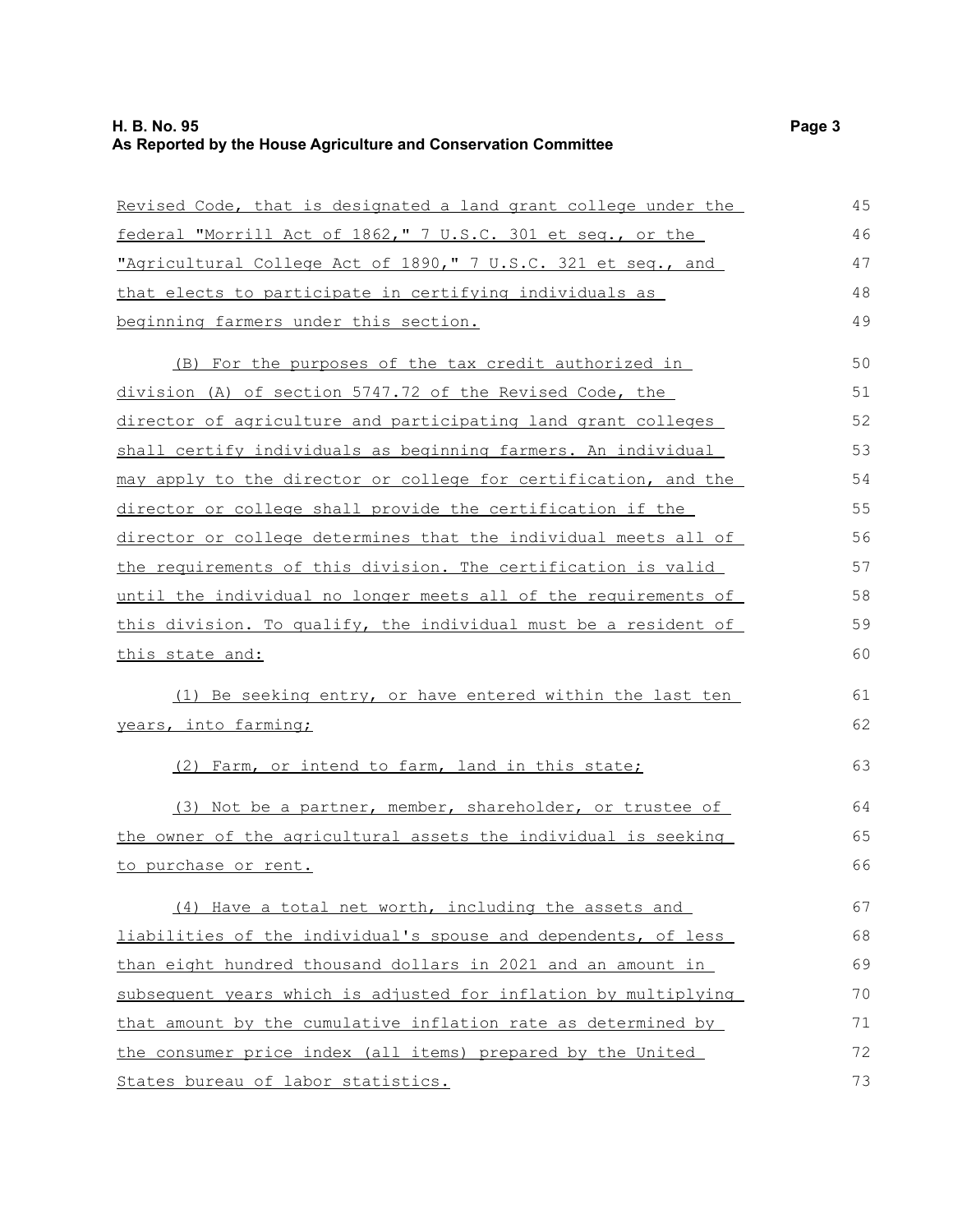Revised Code, that is designated a land grant college under the federal "Morrill Act of 1862," 7 U.S.C. 301 et seq., or the "Agricultural College Act of 1890," 7 U.S.C. 321 et seq., and that elects to participate in certifying individuals as beginning farmers under this section.

(B) For the purposes of the tax credit authorized in division (A) of section 5747.72 of the Revised Code, the director of agriculture and participating land grant colleges shall certify individuals as beginning farmers. An individual may apply to the director or college for certification, and the director or college shall provide the certification if the director or college determines that the individual meets all of the requirements of this division. The certification is valid until the individual no longer meets all of the requirements of this division. To qualify, the individual must be a resident of this state and:

(1) Be seeking entry, or have entered within the last ten years, into farming;

(2) Farm, or intend to farm, land in this state;

(3) Not be a partner, member, shareholder, or trustee of the owner of the agricultural assets the individual is seeking to purchase or rent.

(4) Have a total net worth, including the assets and liabilities of the individual's spouse and dependents, of less than eight hundred thousand dollars in 2021 and an amount in subsequent years which is adjusted for inflation by multiplying that amount by the cumulative inflation rate as determined by the consumer price index (all items) prepared by the United States bureau of labor statistics.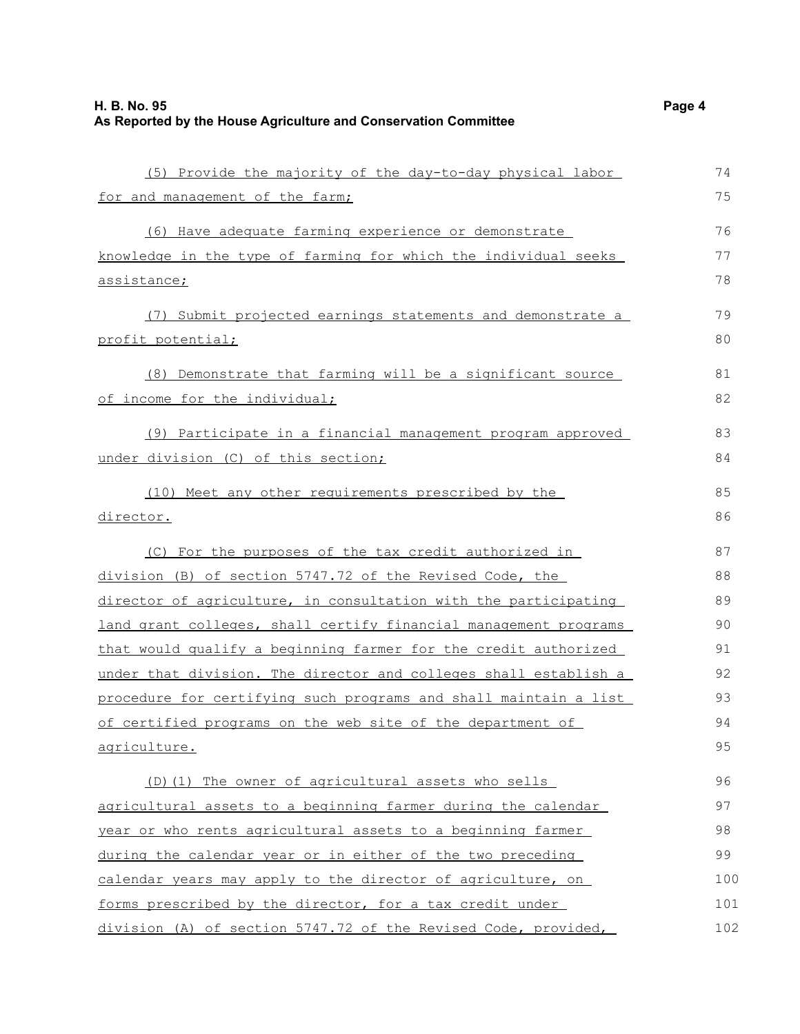(5) Provide the majority of the day-to-day physical labor for and management of the farm;

(6) Have adequate farming experience or demonstrate knowledge in the type of farming for which the individual seeks assistance;

(7) Submit projected earnings statements and demonstrate a profit potential;

(8) Demonstrate that farming will be a significant source of income for the individual;

(9) Participate in a financial management program approved under division (C) of this section;

(10) Meet any other requirements prescribed by the director.

(C) For the purposes of the tax credit authorized in division (B) of section 5747.72 of the Revised Code, the director of agriculture, in consultation with the participating land grant colleges, shall certify financial management programs that would qualify a beginning farmer for the credit authorized under that division. The director and colleges shall establish a procedure for certifying such programs and shall maintain a list of certified programs on the web site of the department of agriculture.

(D)(1) The owner of agricultural assets who sells agricultural assets to a beginning farmer during the calendar year or who rents agricultural assets to a beginning farmer during the calendar year or in either of the two preceding calendar years may apply to the director of agriculture, on forms prescribed by the director, for a tax credit under division (A) of section 5747.72 of the Revised Code, provided,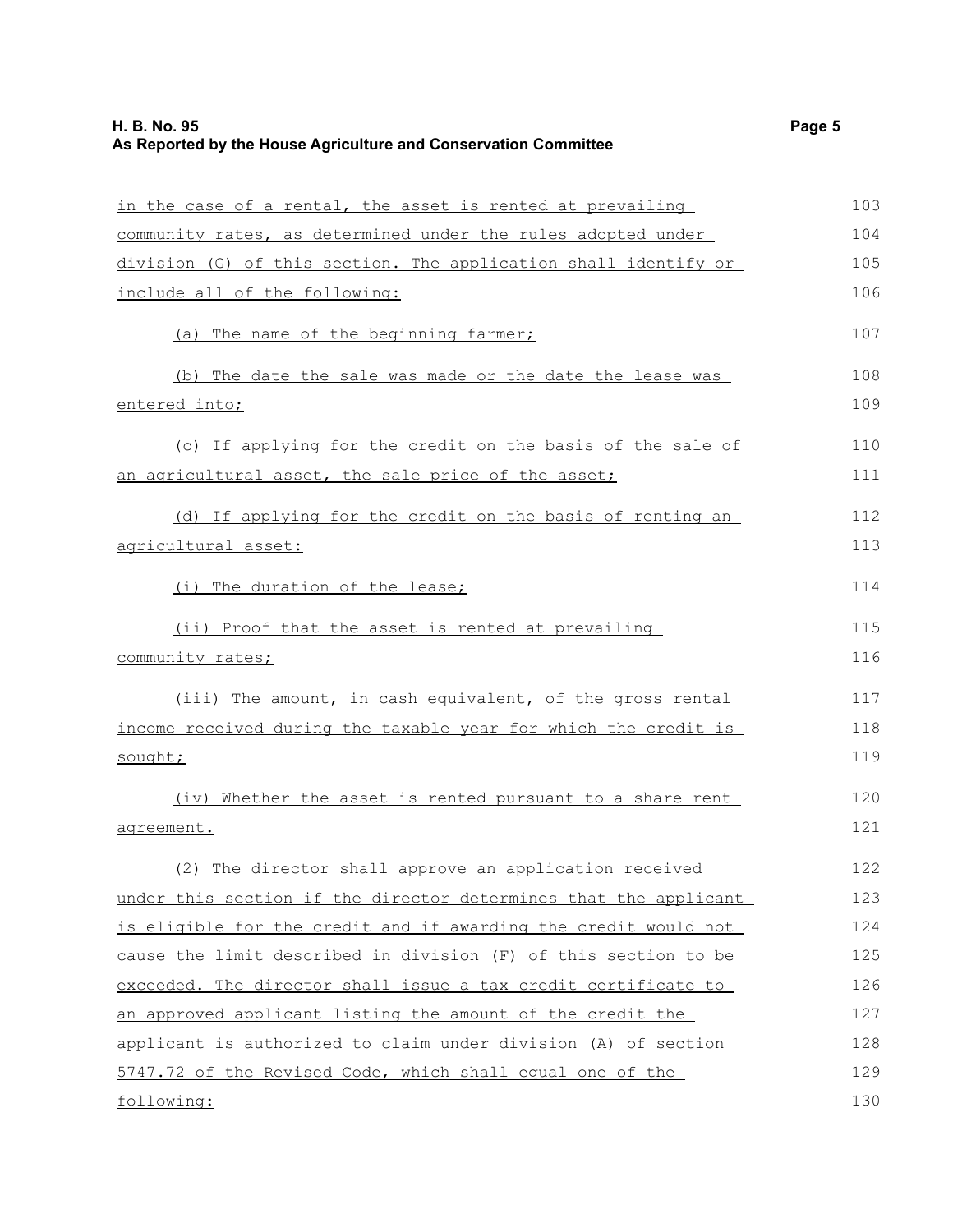in the case of a rental, the asset is rented at prevailing community rates, as determined under the rules adopted under division (G) of this section. The application shall identify or include all of the following:

(a) The name of the beginning farmer;

(b) The date the sale was made or the date the lease was entered into;

(c) If applying for the credit on the basis of the sale of an agricultural asset, the sale price of the asset;

(d) If applying for the credit on the basis of renting an agricultural asset:

(i) The duration of the lease;

(ii) Proof that the asset is rented at prevailing community rates;

(iii) The amount, in cash equivalent, of the gross rental income received during the taxable year for which the credit is sought;

(iv) Whether the asset is rented pursuant to a share rent agreement.

(2) The director shall approve an application received under this section if the director determines that the applicant is eligible for the credit and if awarding the credit would not cause the limit described in division (F) of this section to be exceeded. The director shall issue a tax credit certificate to an approved applicant listing the amount of the credit the applicant is authorized to claim under division (A) of section 5747.72 of the Revised Code, which shall equal one of the following: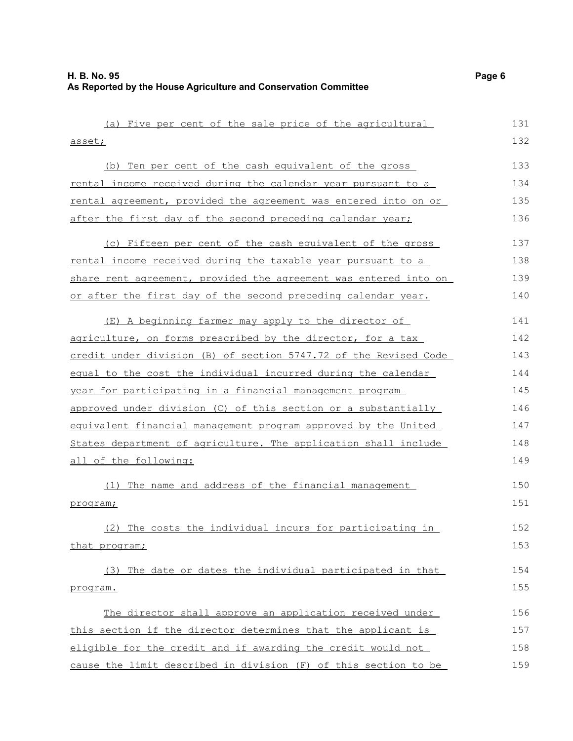(a) Five per cent of the sale price of the agricultural asset;

(b) Ten per cent of the cash equivalent of the gross rental income received during the calendar year pursuant to a rental agreement, provided the agreement was entered into on or after the first day of the second preceding calendar year;

(c) Fifteen per cent of the cash equivalent of the gross rental income received during the taxable year pursuant to a share rent agreement, provided the agreement was entered into on or after the first day of the second preceding calendar year.

(E) A beginning farmer may apply to the director of agriculture, on forms prescribed by the director, for a tax credit under division (B) of section 5747.72 of the Revised Code equal to the cost the individual incurred during the calendar year for participating in a financial management program approved under division (C) of this section or a substantially equivalent financial management program approved by the United States department of agriculture. The application shall include all of the following:

(1) The name and address of the financial management program;

(2) The costs the individual incurs for participating in that program;

(3) The date or dates the individual participated in that program.

The director shall approve an application received under this section if the director determines that the applicant is eligible for the credit and if awarding the credit would not cause the limit described in division (F) of this section to be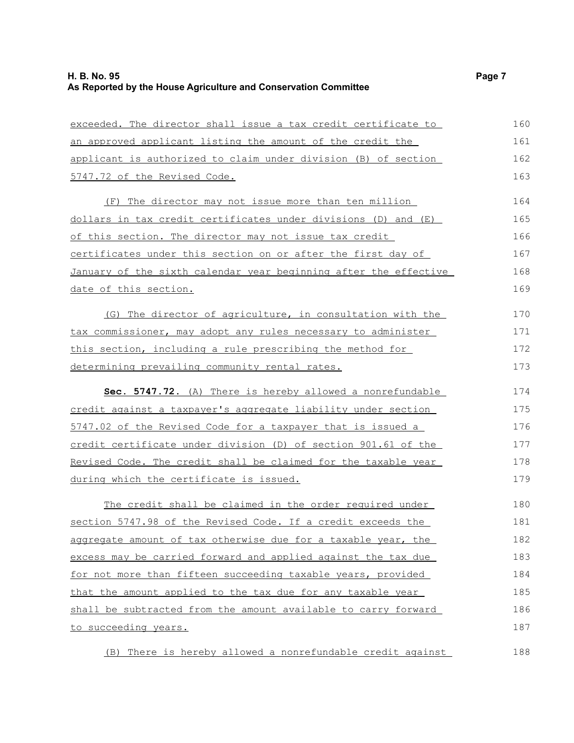exceeded. The director shall issue a tax credit certificate to an approved applicant listing the amount of the credit the applicant is authorized to claim under division (B) of section 5747.72 of the Revised Code.

(F) The director may not issue more than ten million dollars in tax credit certificates under divisions (D) and (E) of this section. The director may not issue tax credit certificates under this section on or after the first day of January of the sixth calendar year beginning after the effective date of this section.

(G) The director of agriculture, in consultation with the tax commissioner, may adopt any rules necessary to administer this section, including a rule prescribing the method for determining prevailing community rental rates.

**Sec. 5747.72.** (A) There is hereby allowed a nonrefundable credit against a taxpayer's aggregate liability under section 5747.02 of the Revised Code for a taxpayer that is issued a credit certificate under division (D) of section 901.61 of the Revised Code. The credit shall be claimed for the taxable year during which the certificate is issued.

The credit shall be claimed in the order required under section 5747.98 of the Revised Code. If a credit exceeds the aggregate amount of tax otherwise due for a taxable year, the excess may be carried forward and applied against the tax due for not more than fifteen succeeding taxable years, provided that the amount applied to the tax due for any taxable year shall be subtracted from the amount available to carry forward to succeeding years.

(B) There is hereby allowed a nonrefundable credit against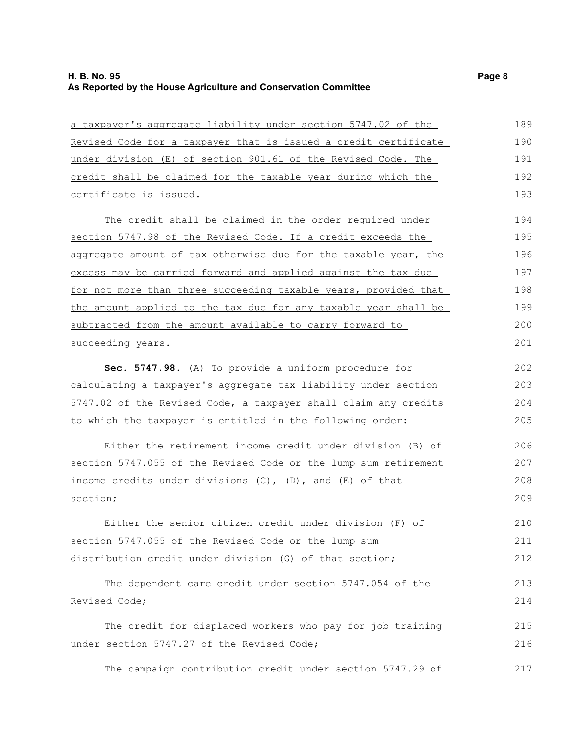a taxpayer's aggregate liability under section 5747.02 of the Revised Code for a taxpayer that is issued a credit certificate under division (E) of section 901.61 of the Revised Code. The credit shall be claimed for the taxable year during which the certificate is issued.

The credit shall be claimed in the order required under section 5747.98 of the Revised Code. If a credit exceeds the aggregate amount of tax otherwise due for the taxable year, the excess may be carried forward and applied against the tax due for not more than three succeeding taxable years, provided that the amount applied to the tax due for any taxable year shall be subtracted from the amount available to carry forward to succeeding years.

**Sec. 5747.98.** (A) To provide a uniform procedure for calculating a taxpayer's aggregate tax liability under section 5747.02 of the Revised Code, a taxpayer shall claim any credits to which the taxpayer is entitled in the following order:

Either the retirement income credit under division (B) of section 5747.055 of the Revised Code or the lump sum retirement income credits under divisions (C), (D), and (E) of that section;

Either the senior citizen credit under division (F) of section 5747.055 of the Revised Code or the lump sum distribution credit under division (G) of that section;

The dependent care credit under section 5747.054 of the Revised Code;

The credit for displaced workers who pay for job training under section 5747.27 of the Revised Code;

The campaign contribution credit under section 5747.29 of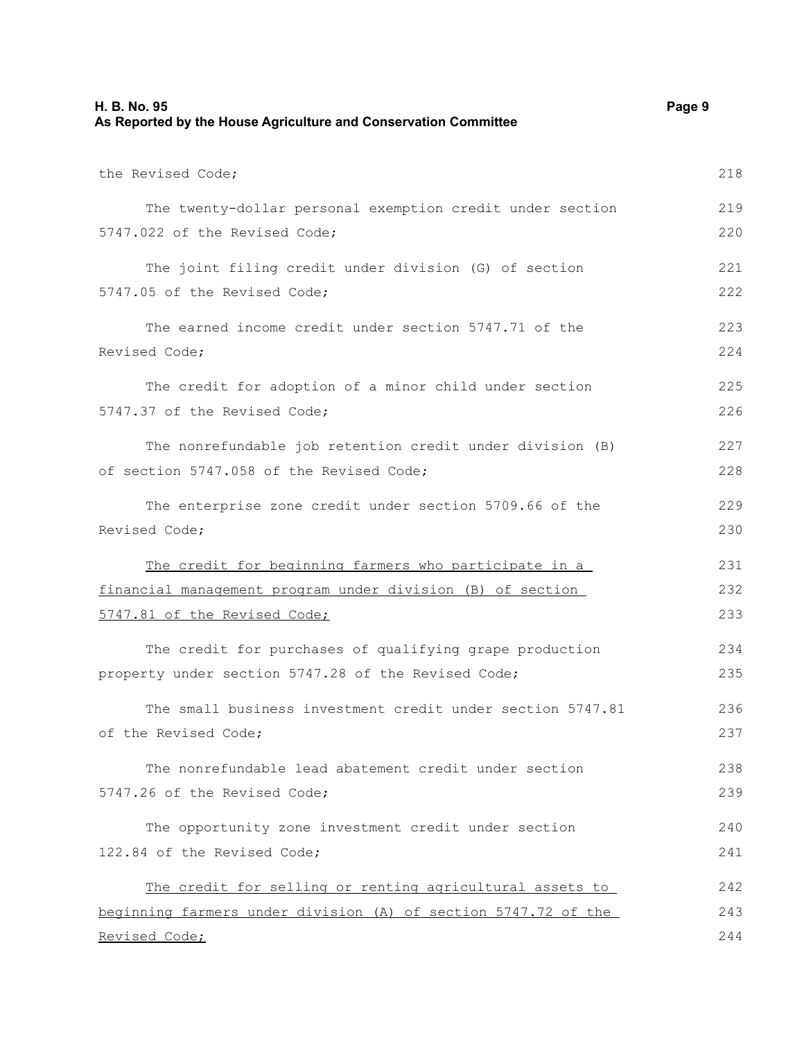the Revised Code;

The twenty-dollar personal exemption credit under section 5747.022 of the Revised Code;

The joint filing credit under division (G) of section 5747.05 of the Revised Code;

The earned income credit under section 5747.71 of the Revised Code;

The credit for adoption of a minor child under section 5747.37 of the Revised Code;

The nonrefundable job retention credit under division (B) of section 5747.058 of the Revised Code;

The enterprise zone credit under section 5709.66 of the Revised Code;

<u>The credit for beginning farmers who participate in a financial management program under division (B) of section 5747.81 of the Revised Code;</u>

The credit for purchases of qualifying grape production property under section 5747.28 of the Revised Code;

The small business investment credit under section 5747.81 of the Revised Code;

The nonrefundable lead abatement credit under section 5747.26 of the Revised Code;

The opportunity zone investment credit under section 122.84 of the Revised Code;

<u>The credit for selling or renting agricultural assets to beginning farmers under division (A) of section 5747.72 of the Revised Code;</u>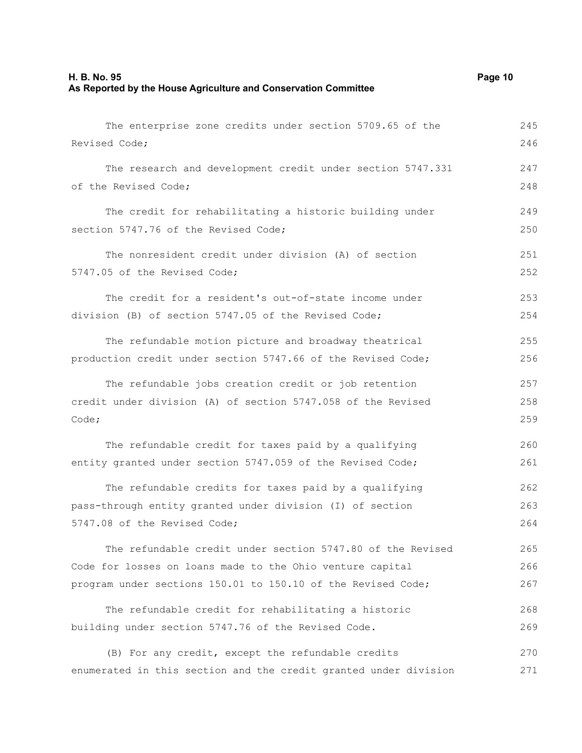The enterprise zone credits under section 5709.65 of the Revised Code;

The research and development credit under section 5747.331 of the Revised Code;

The credit for rehabilitating a historic building under section 5747.76 of the Revised Code;

The nonresident credit under division (A) of section 5747.05 of the Revised Code;

The credit for a resident's out-of-state income under division (B) of section 5747.05 of the Revised Code;

The refundable motion picture and broadway theatrical production credit under section 5747.66 of the Revised Code;

The refundable jobs creation credit or job retention credit under division (A) of section 5747.058 of the Revised Code;

The refundable credit for taxes paid by a qualifying entity granted under section 5747.059 of the Revised Code;

The refundable credits for taxes paid by a qualifying pass-through entity granted under division (I) of section 5747.08 of the Revised Code;

The refundable credit under section 5747.80 of the Revised Code for losses on loans made to the Ohio venture capital program under sections 150.01 to 150.10 of the Revised Code;

The refundable credit for rehabilitating a historic building under section 5747.76 of the Revised Code.

(B) For any credit, except the refundable credits enumerated in this section and the credit granted under division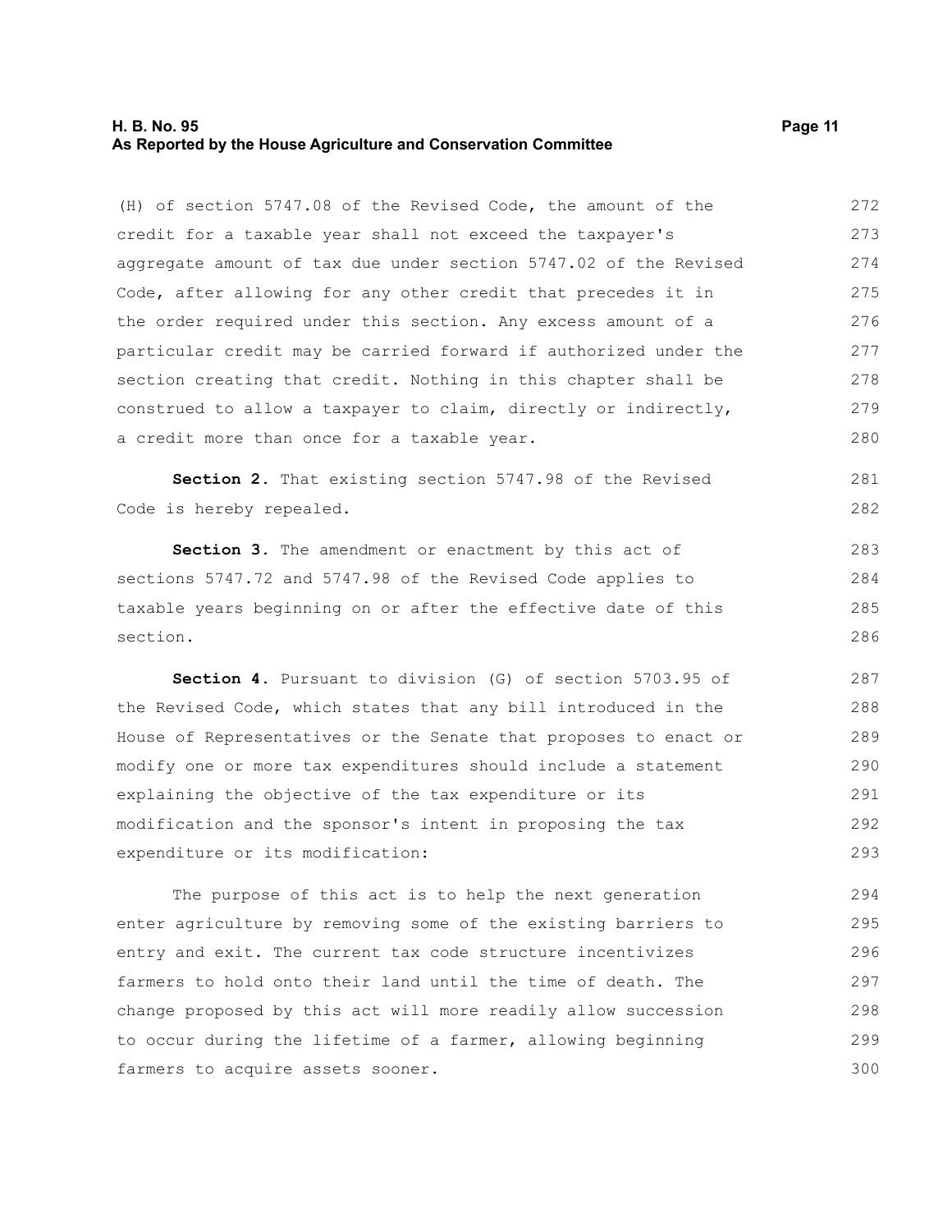(H) of section 5747.08 of the Revised Code, the amount of the credit for a taxable year shall not exceed the taxpayer's aggregate amount of tax due under section 5747.02 of the Revised Code, after allowing for any other credit that precedes it in the order required under this section. Any excess amount of a particular credit may be carried forward if authorized under the section creating that credit. Nothing in this chapter shall be construed to allow a taxpayer to claim, directly or indirectly, a credit more than once for a taxable year.

**Section 2.** That existing section 5747.98 of the Revised Code is hereby repealed.

**Section 3.** The amendment or enactment by this act of sections 5747.72 and 5747.98 of the Revised Code applies to taxable years beginning on or after the effective date of this section.

**Section 4.** Pursuant to division (G) of section 5703.95 of the Revised Code, which states that any bill introduced in the House of Representatives or the Senate that proposes to enact or modify one or more tax expenditures should include a statement explaining the objective of the tax expenditure or its modification and the sponsor's intent in proposing the tax expenditure or its modification:

The purpose of this act is to help the next generation enter agriculture by removing some of the existing barriers to entry and exit. The current tax code structure incentivizes farmers to hold onto their land until the time of death. The change proposed by this act will more readily allow succession to occur during the lifetime of a farmer, allowing beginning farmers to acquire assets sooner.